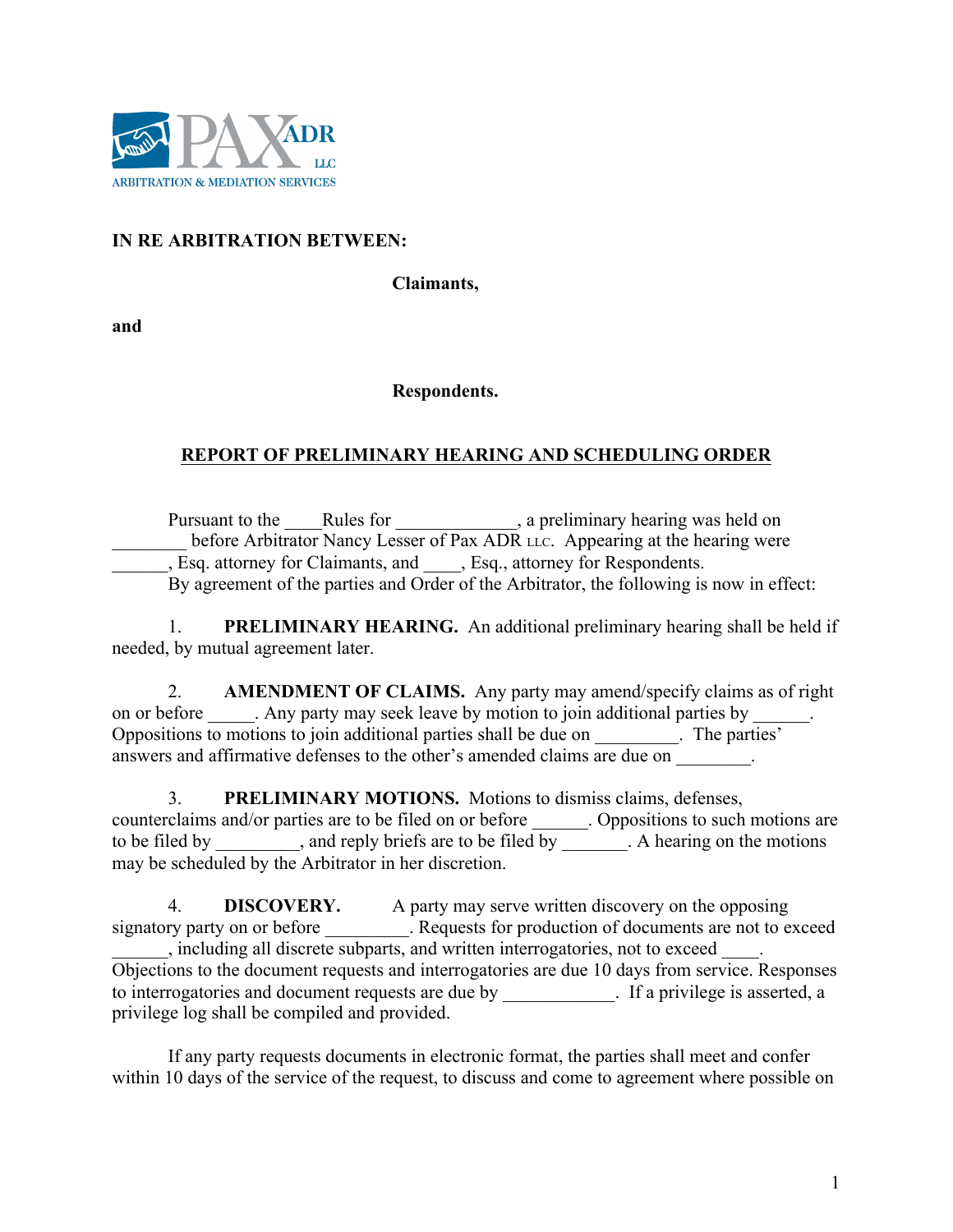PAX ADR LLC
ARBITRATION & MEDIATION SERVICES

**IN RE ARBITRATION BETWEEN:**

**Claimants,**

**and**

**Respondents.**

## REPORT OF PRELIMINARY HEARING AND SCHEDULING ORDER

Pursuant to the ____Rules for _____________, a preliminary hearing was held on ________ before Arbitrator Nancy Lesser of Pax ADR LLC. Appearing at the hearing were ______, Esq. attorney for Claimants, and ____, Esq., attorney for Respondents.

By agreement of the parties and Order of the Arbitrator, the following is now in effect:

1. **PRELIMINARY HEARING.** An additional preliminary hearing shall be held if needed, by mutual agreement later.

2. **AMENDMENT OF CLAIMS.** Any party may amend/specify claims as of right on or before _____. Any party may seek leave by motion to join additional parties by ______. Oppositions to motions to join additional parties shall be due on _________. The parties' answers and affirmative defenses to the other's amended claims are due on ________.

3. **PRELIMINARY MOTIONS.** Motions to dismiss claims, defenses, counterclaims and/or parties are to be filed on or before ______. Oppositions to such motions are to be filed by _________, and reply briefs are to be filed by _______. A hearing on the motions may be scheduled by the Arbitrator in her discretion.

4. **DISCOVERY.** A party may serve written discovery on the opposing signatory party on or before _________. Requests for production of documents are not to exceed ______, including all discrete subparts, and written interrogatories, not to exceed ____. Objections to the document requests and interrogatories are due 10 days from service. Responses to interrogatories and document requests are due by ____________. If a privilege is asserted, a privilege log shall be compiled and provided.

If any party requests documents in electronic format, the parties shall meet and confer within 10 days of the service of the request, to discuss and come to agreement where possible on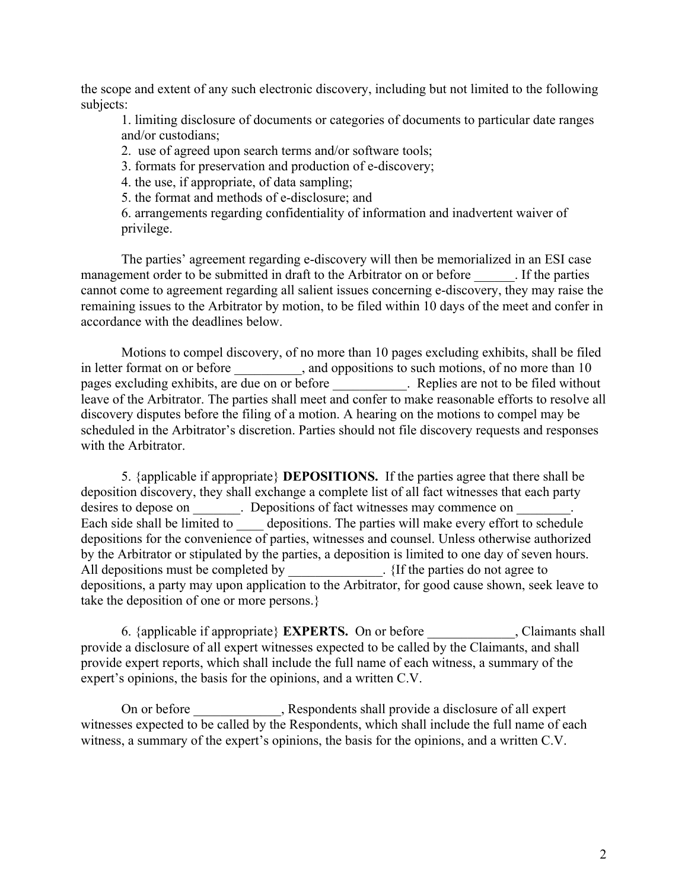the scope and extent of any such electronic discovery, including but not limited to the following subjects:

1. limiting disclosure of documents or categories of documents to particular date ranges and/or custodians;
2. use of agreed upon search terms and/or software tools;
3. formats for preservation and production of e-discovery;
4. the use, if appropriate, of data sampling;
5. the format and methods of e-disclosure; and
6. arrangements regarding confidentiality of information and inadvertent waiver of privilege.

The parties' agreement regarding e-discovery will then be memorialized in an ESI case management order to be submitted in draft to the Arbitrator on or before ______. If the parties cannot come to agreement regarding all salient issues concerning e-discovery, they may raise the remaining issues to the Arbitrator by motion, to be filed within 10 days of the meet and confer in accordance with the deadlines below.

Motions to compel discovery, of no more than 10 pages excluding exhibits, shall be filed in letter format on or before __________, and oppositions to such motions, of no more than 10 pages excluding exhibits, are due on or before ___________. Replies are not to be filed without leave of the Arbitrator. The parties shall meet and confer to make reasonable efforts to resolve all discovery disputes before the filing of a motion. A hearing on the motions to compel may be scheduled in the Arbitrator's discretion. Parties should not file discovery requests and responses with the Arbitrator.

5. {applicable if appropriate} **DEPOSITIONS.** If the parties agree that there shall be deposition discovery, they shall exchange a complete list of all fact witnesses that each party desires to depose on _______. Depositions of fact witnesses may commence on ________. Each side shall be limited to ____ depositions. The parties will make every effort to schedule depositions for the convenience of parties, witnesses and counsel. Unless otherwise authorized by the Arbitrator or stipulated by the parties, a deposition is limited to one day of seven hours. All depositions must be completed by ______________. {If the parties do not agree to depositions, a party may upon application to the Arbitrator, for good cause shown, seek leave to take the deposition of one or more persons.}

6. {applicable if appropriate} **EXPERTS.** On or before _____________, Claimants shall provide a disclosure of all expert witnesses expected to be called by the Claimants, and shall provide expert reports, which shall include the full name of each witness, a summary of the expert's opinions, the basis for the opinions, and a written C.V.

On or before _____________, Respondents shall provide a disclosure of all expert witnesses expected to be called by the Respondents, which shall include the full name of each witness, a summary of the expert's opinions, the basis for the opinions, and a written C.V.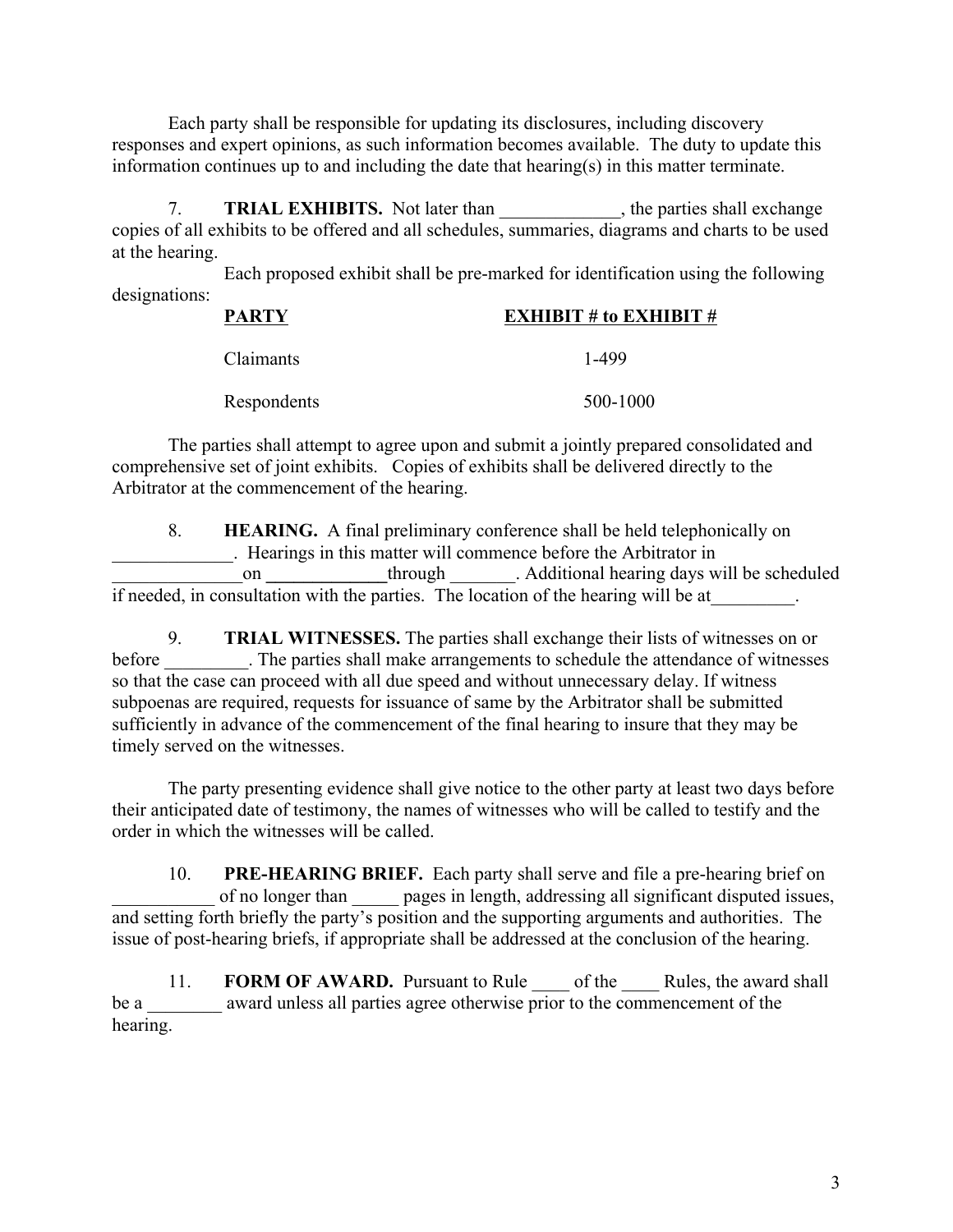Each party shall be responsible for updating its disclosures, including discovery responses and expert opinions, as such information becomes available. The duty to update this information continues up to and including the date that hearing(s) in this matter terminate.

7. **TRIAL EXHIBITS.** Not later than _____________, the parties shall exchange copies of all exhibits to be offered and all schedules, summaries, diagrams and charts to be used at the hearing.

Each proposed exhibit shall be pre-marked for identification using the following designations:

| PARTY | EXHIBIT # to EXHIBIT # |
|---|---|
| Claimants | 1-499 |
| Respondents | 500-1000 |

The parties shall attempt to agree upon and submit a jointly prepared consolidated and comprehensive set of joint exhibits. Copies of exhibits shall be delivered directly to the Arbitrator at the commencement of the hearing.

8. **HEARING.** A final preliminary conference shall be held telephonically on _____________. Hearings in this matter will commence before the Arbitrator in ______________on _____________through _______. Additional hearing days will be scheduled if needed, in consultation with the parties. The location of the hearing will be at_________.

9. **TRIAL WITNESSES.** The parties shall exchange their lists of witnesses on or before _________. The parties shall make arrangements to schedule the attendance of witnesses so that the case can proceed with all due speed and without unnecessary delay. If witness subpoenas are required, requests for issuance of same by the Arbitrator shall be submitted sufficiently in advance of the commencement of the final hearing to insure that they may be timely served on the witnesses.

The party presenting evidence shall give notice to the other party at least two days before their anticipated date of testimony, the names of witnesses who will be called to testify and the order in which the witnesses will be called.

10. **PRE-HEARING BRIEF.** Each party shall serve and file a pre-hearing brief on ___________ of no longer than _____ pages in length, addressing all significant disputed issues, and setting forth briefly the party's position and the supporting arguments and authorities. The issue of post-hearing briefs, if appropriate shall be addressed at the conclusion of the hearing.

11. **FORM OF AWARD.** Pursuant to Rule ____ of the ____ Rules, the award shall be a ________ award unless all parties agree otherwise prior to the commencement of the hearing.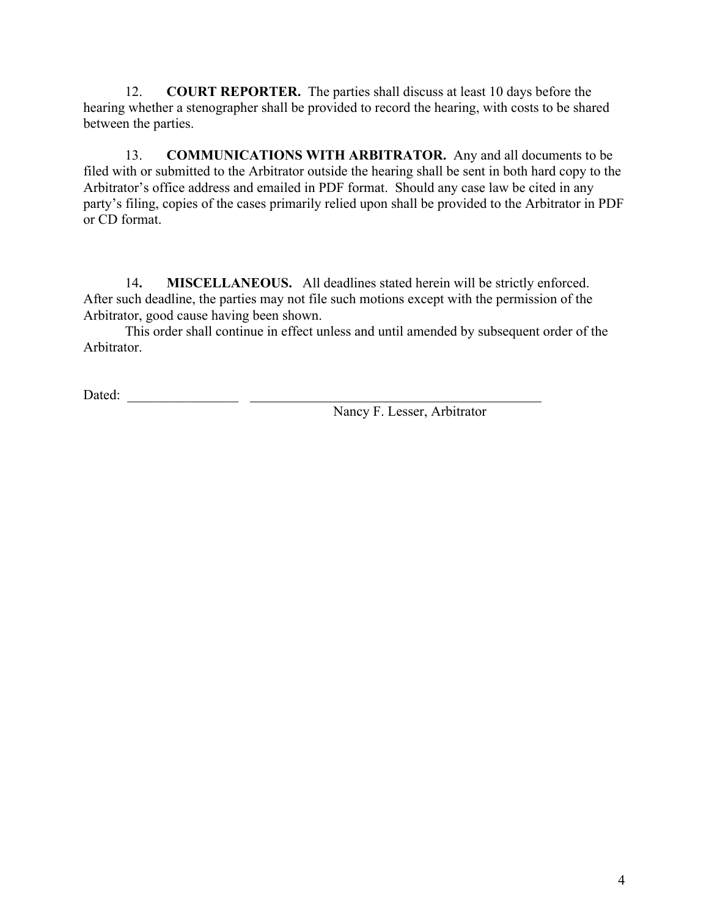12. **COURT REPORTER.** The parties shall discuss at least 10 days before the hearing whether a stenographer shall be provided to record the hearing, with costs to be shared between the parties.

13. **COMMUNICATIONS WITH ARBITRATOR.** Any and all documents to be filed with or submitted to the Arbitrator outside the hearing shall be sent in both hard copy to the Arbitrator's office address and emailed in PDF format. Should any case law be cited in any party's filing, copies of the cases primarily relied upon shall be provided to the Arbitrator in PDF or CD format.

14**.** **MISCELLANEOUS.** All deadlines stated herein will be strictly enforced. After such deadline, the parties may not file such motions except with the permission of the Arbitrator, good cause having been shown.

This order shall continue in effect unless and until amended by subsequent order of the Arbitrator.

Dated: ________________ ____________________________________________

Nancy F. Lesser, Arbitrator